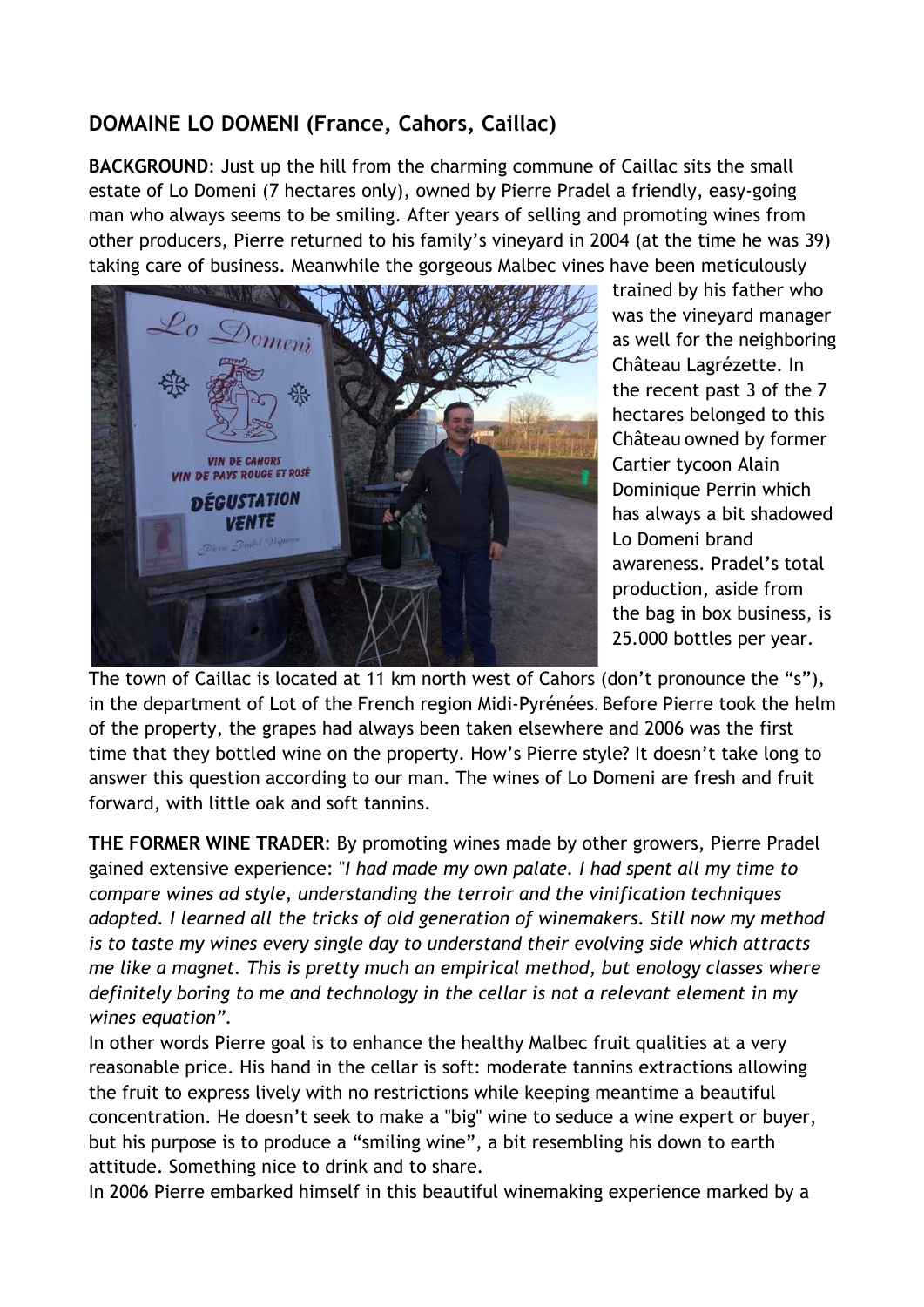## DOMAINE LO DOMENI (France, Cahors, Caillac)

**BACKGROUND**: Just up the hill from the charming commune of Caillac sits the small estate of Lo Domeni (7 hectares only), owned by Pierre Pradel a friendly, easy-going man who always seems to be smiling. After years of selling and promoting wines from other producers, Pierre returned to his family's vineyard in 2004 (at the time he was 39) taking care of business. Meanwhile the gorgeous Malbec vines have been meticulously trained by his father who was the vineyard manager as well for the neighboring Château Lagrézette. In the recent past 3 of the 7 hectares belonged to this Château owned by former Cartier tycoon Alain Dominique Perrin which has always a bit shadowed Lo Domeni brand awareness. Pradel's total production, aside from the bag in box business, is 25.000 bottles per year.

The town of Caillac is located at 11 km north west of Cahors (don't pronounce the "s"), in the department of Lot of the French region Midi-Pyrénées. Before Pierre took the helm of the property, the grapes had always been taken elsewhere and 2006 was the first time that they bottled wine on the property. How's Pierre style? It doesn't take long to answer this question according to our man. The wines of Lo Domeni are fresh and fruit forward, with little oak and soft tannins.

**THE FORMER WINE TRADER**: By promoting wines made by other growers, Pierre Pradel gained extensive experience: *"I had made my own palate. I had spent all my time to compare wines ad style, understanding the terroir and the vinification techniques adopted. I learned all the tricks of old generation of winemakers. Still now my method is to taste my wines every single day to understand their evolving side which attracts me like a magnet. This is pretty much an empirical method, but enology classes where definitely boring to me and technology in the cellar is not a relevant element in my wines equation".*

In other words Pierre goal is to enhance the healthy Malbec fruit qualities at a very reasonable price. His hand in the cellar is soft: moderate tannins extractions allowing the fruit to express lively with no restrictions while keeping meantime a beautiful concentration. He doesn't seek to make a "big" wine to seduce a wine expert or buyer, but his purpose is to produce a "smiling wine", a bit resembling his down to earth attitude. Something nice to drink and to share.

In 2006 Pierre embarked himself in this beautiful winemaking experience marked by a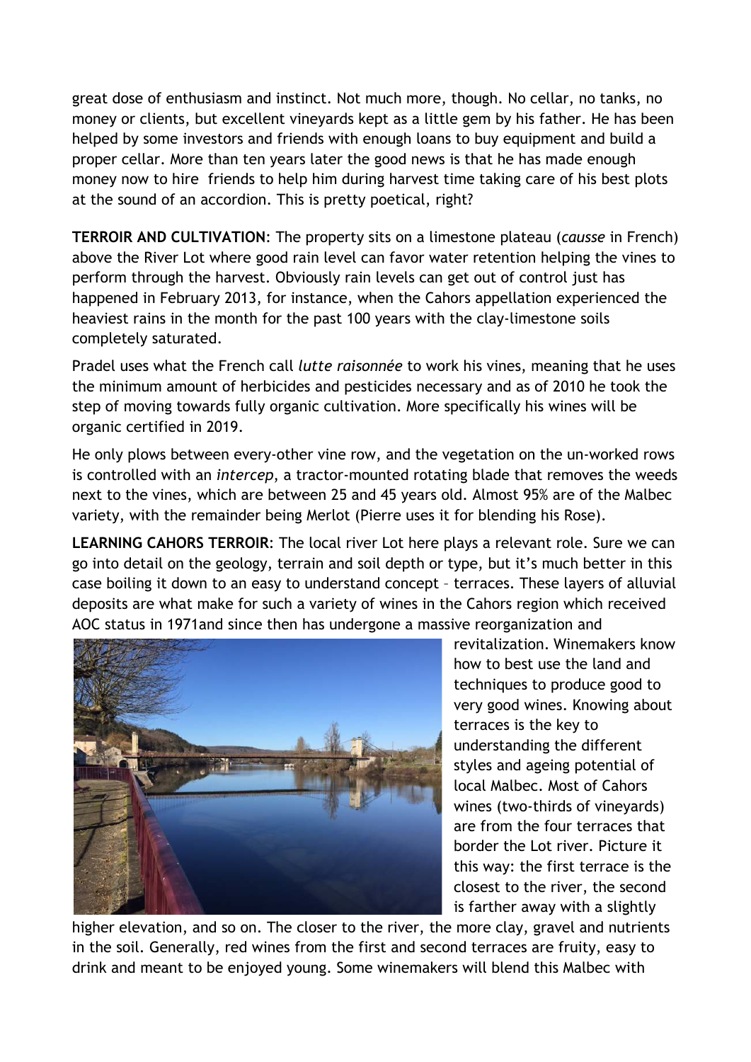great dose of enthusiasm and instinct. Not much more, though. No cellar, no tanks, no money or clients, but excellent vineyards kept as a little gem by his father. He has been helped by some investors and friends with enough loans to buy equipment and build a proper cellar. More than ten years later the good news is that he has made enough money now to hire  friends to help him during harvest time taking care of his best plots at the sound of an accordion. This is pretty poetical, right?

**TERROIR AND CULTIVATION**: The property sits on a limestone plateau (*causse* in French) above the River Lot where good rain level can favor water retention helping the vines to perform through the harvest. Obviously rain levels can get out of control just has happened in February 2013, for instance, when the Cahors appellation experienced the heaviest rains in the month for the past 100 years with the clay-limestone soils completely saturated.

Pradel uses what the French call *lutte raisonnée* to work his vines, meaning that he uses the minimum amount of herbicides and pesticides necessary and as of 2010 he took the step of moving towards fully organic cultivation. More specifically his wines will be organic certified in 2019.

He only plows between every-other vine row, and the vegetation on the un-worked rows is controlled with an *intercep*, a tractor-mounted rotating blade that removes the weeds next to the vines, which are between 25 and 45 years old. Almost 95% are of the Malbec variety, with the remainder being Merlot (Pierre uses it for blending his Rose).

**LEARNING CAHORS TERROIR**: The local river Lot here plays a relevant role. Sure we can go into detail on the geology, terrain and soil depth or type, but it's much better in this case boiling it down to an easy to understand concept – terraces. These layers of alluvial deposits are what make for such a variety of wines in the Cahors region which received AOC status in 1971and since then has undergone a massive reorganization and revitalization. Winemakers know how to best use the land and techniques to produce good to very good wines. Knowing about terraces is the key to understanding the different styles and ageing potential of local Malbec. Most of Cahors wines (two-thirds of vineyards) are from the four terraces that border the Lot river. Picture it this way: the first terrace is the closest to the river, the second is farther away with a slightly higher elevation, and so on. The closer to the river, the more clay, gravel and nutrients in the soil. Generally, red wines from the first and second terraces are fruity, easy to drink and meant to be enjoyed young. Some winemakers will blend this Malbec with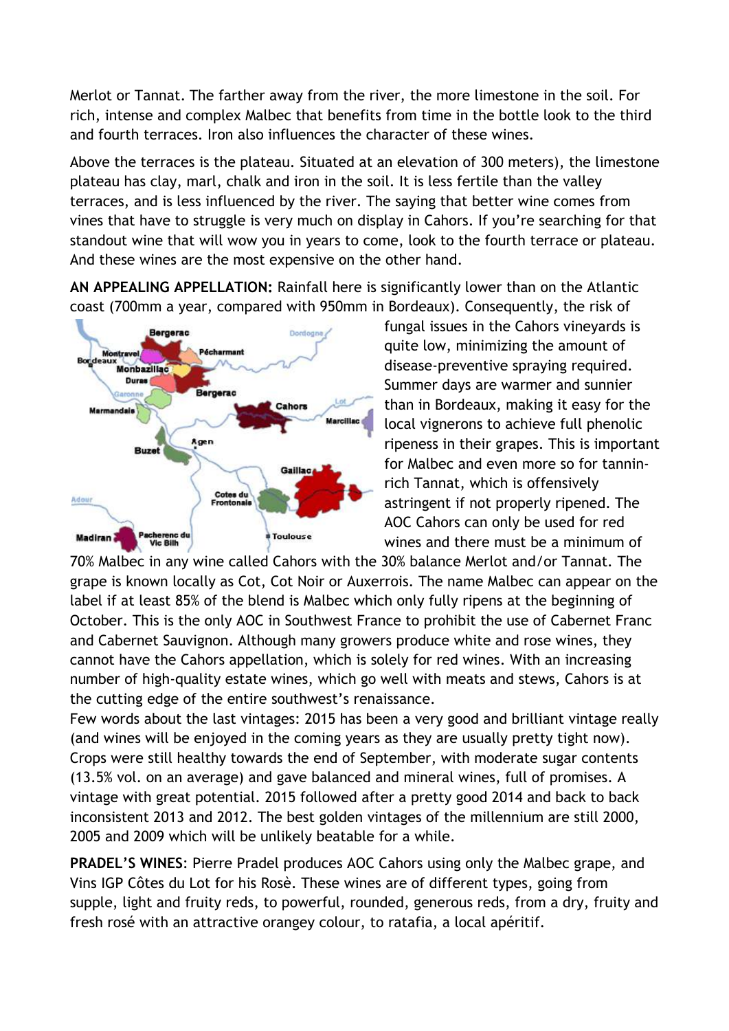Merlot or Tannat. The farther away from the river, the more limestone in the soil. For rich, intense and complex Malbec that benefits from time in the bottle look to the third and fourth terraces. Iron also influences the character of these wines.

Above the terraces is the plateau. Situated at an elevation of 300 meters), the limestone plateau has clay, marl, chalk and iron in the soil. It is less fertile than the valley terraces, and is less influenced by the river. The saying that better wine comes from vines that have to struggle is very much on display in Cahors. If you're searching for that standout wine that will wow you in years to come, look to the fourth terrace or plateau. And these wines are the most expensive on the other hand.

**AN APPEALING APPELLATION:** Rainfall here is significantly lower than on the Atlantic coast (700mm a year, compared with 950mm in Bordeaux). Consequently, the risk of fungal issues in the Cahors vineyards is quite low, minimizing the amount of disease-preventive spraying required. Summer days are warmer and sunnier than in Bordeaux, making it easy for the local vignerons to achieve full phenolic ripeness in their grapes. This is important for Malbec and even more so for tannin-rich Tannat, which is offensively astringent if not properly ripened. The AOC Cahors can only be used for red wines and there must be a minimum of 70% Malbec in any wine called Cahors with the 30% balance Merlot and/or Tannat. The grape is known locally as Cot, Cot Noir or Auxerrois. The name Malbec can appear on the label if at least 85% of the blend is Malbec which only fully ripens at the beginning of October. This is the only AOC in Southwest France to prohibit the use of Cabernet Franc and Cabernet Sauvignon. Although many growers produce white and rose wines, they cannot have the Cahors appellation, which is solely for red wines. With an increasing number of high-quality estate wines, which go well with meats and stews, Cahors is at the cutting edge of the entire southwest's renaissance.

Few words about the last vintages: 2015 has been a very good and brilliant vintage really (and wines will be enjoyed in the coming years as they are usually pretty tight now). Crops were still healthy towards the end of September, with moderate sugar contents (13.5% vol. on an average) and gave balanced and mineral wines, full of promises. A vintage with great potential. 2015 followed after a pretty good 2014 and back to back inconsistent 2013 and 2012. The best golden vintages of the millennium are still 2000, 2005 and 2009 which will be unlikely beatable for a while.

**PRADEL'S WINES**: Pierre Pradel produces AOC Cahors using only the Malbec grape, and Vins IGP Côtes du Lot for his Rosè. These wines are of different types, going from supple, light and fruity reds, to powerful, rounded, generous reds, from a dry, fruity and fresh rosé with an attractive orangey colour, to ratafia, a local apéritif.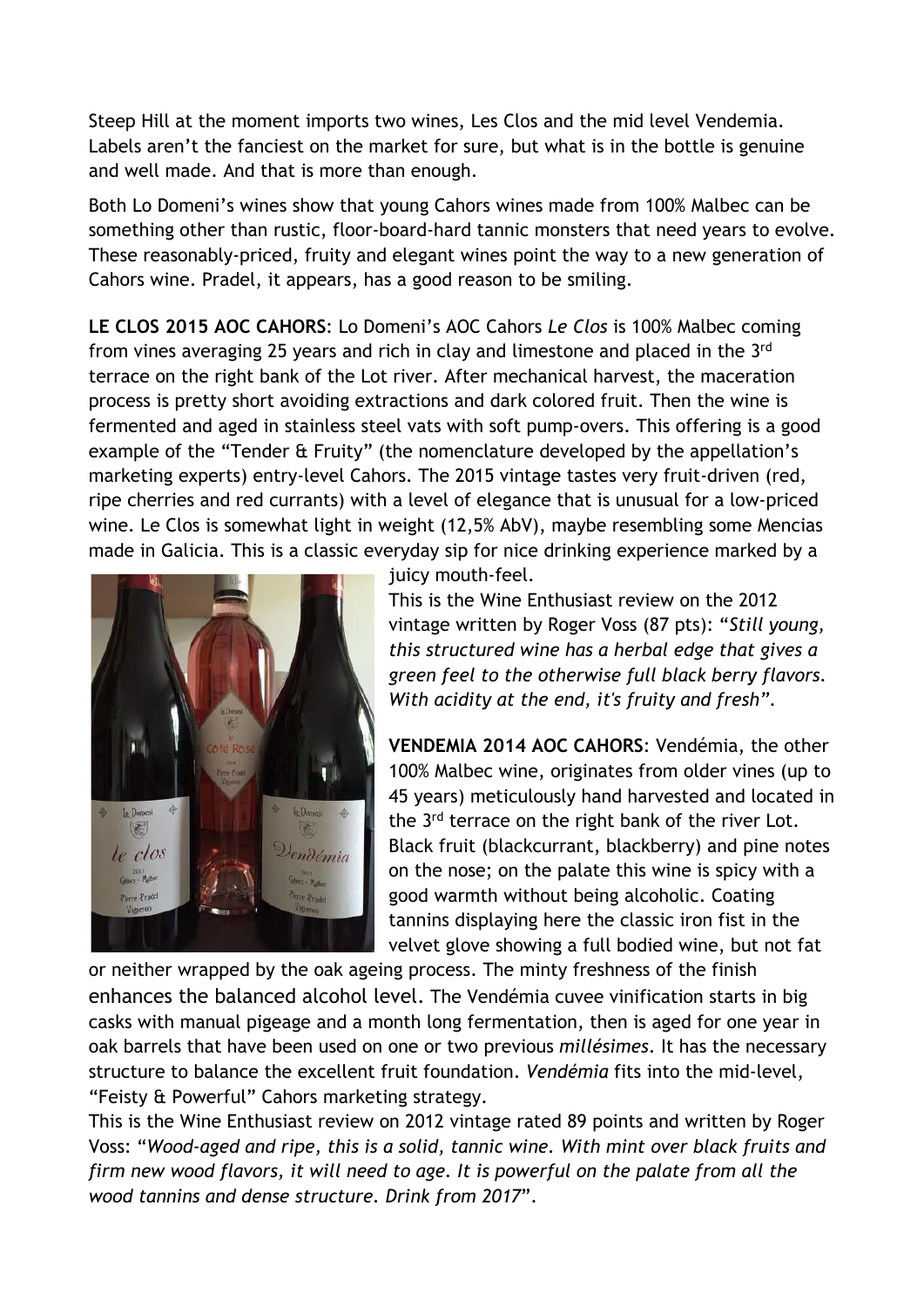Steep Hill at the moment imports two wines, Les Clos and the mid level Vendemia. Labels aren't the fanciest on the market for sure, but what is in the bottle is genuine and well made. And that is more than enough.

Both Lo Domeni's wines show that young Cahors wines made from 100% Malbec can be something other than rustic, floor-board-hard tannic monsters that need years to evolve. These reasonably-priced, fruity and elegant wines point the way to a new generation of Cahors wine. Pradel, it appears, has a good reason to be smiling.

**LE CLOS 2015 AOC CAHORS**: Lo Domeni's AOC Cahors *Le Clos* is 100% Malbec coming from vines averaging 25 years and rich in clay and limestone and placed in the 3rd terrace on the right bank of the Lot river. After mechanical harvest, the maceration process is pretty short avoiding extractions and dark colored fruit. Then the wine is fermented and aged in stainless steel vats with soft pump-overs. This offering is a good example of the "Tender & Fruity" (the nomenclature developed by the appellation's marketing experts) entry-level Cahors. The 2015 vintage tastes very fruit-driven (red, ripe cherries and red currants) with a level of elegance that is unusual for a low-priced wine. Le Clos is somewhat light in weight (12,5% AbV), maybe resembling some Mencias made in Galicia. This is a classic everyday sip for nice drinking experience marked by a juicy mouth-feel.

This is the Wine Enthusiast review on the 2012 vintage written by Roger Voss (87 pts): "*Still young, this structured wine has a herbal edge that gives a green feel to the otherwise full black berry flavors. With acidity at the end, it's fruity and fresh*".

**VENDEMIA 2014 AOC CAHORS**: Vendémia, the other 100% Malbec wine, originates from older vines (up to 45 years) meticulously hand harvested and located in the 3rd terrace on the right bank of the river Lot. Black fruit (blackcurrant, blackberry) and pine notes on the nose; on the palate this wine is spicy with a good warmth without being alcoholic. Coating tannins displaying here the classic iron fist in the velvet glove showing a full bodied wine, but not fat or neither wrapped by the oak ageing process. The minty freshness of the finish enhances the balanced alcohol level. The Vendémia cuvee vinification starts in big casks with manual pigeage and a month long fermentation, then is aged for one year in oak barrels that have been used on one or two previous *millésimes*. It has the necessary structure to balance the excellent fruit foundation. *Vendémia* fits into the mid-level, "Feisty & Powerful" Cahors marketing strategy.

This is the Wine Enthusiast review on 2012 vintage rated 89 points and written by Roger Voss: "*Wood-aged and ripe, this is a solid, tannic wine. With mint over black fruits and firm new wood flavors, it will need to age. It is powerful on the palate from all the wood tannins and dense structure. Drink from 2017*".